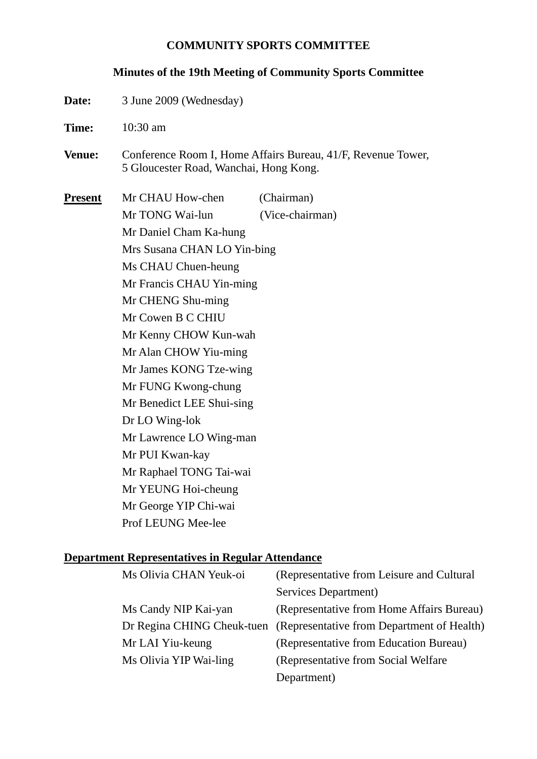**COMMUNITY SPORTS COMMITTEE**

**Minutes of the 19th Meeting of Community Sports Committee**

**Date:** 3 June 2009 (Wednesday)

**Time:** 10:30 am

**Venue:** Conference Room I, Home Affairs Bureau, 41/F, Revenue Tower, 5 Gloucester Road, Wanchai, Hong Kong.

**Present**

Mr CHAU How-chen (Chairman)
Mr TONG Wai-lun (Vice-chairman)
Mr Daniel Cham Ka-hung
Mrs Susana CHAN LO Yin-bing
Ms CHAU Chuen-heung
Mr Francis CHAU Yin-ming
Mr CHENG Shu-ming
Mr Cowen B C CHIU
Mr Kenny CHOW Kun-wah
Mr Alan CHOW Yiu-ming
Mr James KONG Tze-wing
Mr FUNG Kwong-chung
Mr Benedict LEE Shui-sing
Dr LO Wing-lok
Mr Lawrence LO Wing-man
Mr PUI Kwan-kay
Mr Raphael TONG Tai-wai
Mr YEUNG Hoi-cheung
Mr George YIP Chi-wai
Prof LEUNG Mee-lee

**Department Representatives in Regular Attendance**

Ms Olivia CHAN Yeuk-oi (Representative from Leisure and Cultural Services Department)
Ms Candy NIP Kai-yan (Representative from Home Affairs Bureau)
Dr Regina CHING Cheuk-tuen (Representative from Department of Health)
Mr LAI Yiu-keung (Representative from Education Bureau)
Ms Olivia YIP Wai-ling (Representative from Social Welfare Department)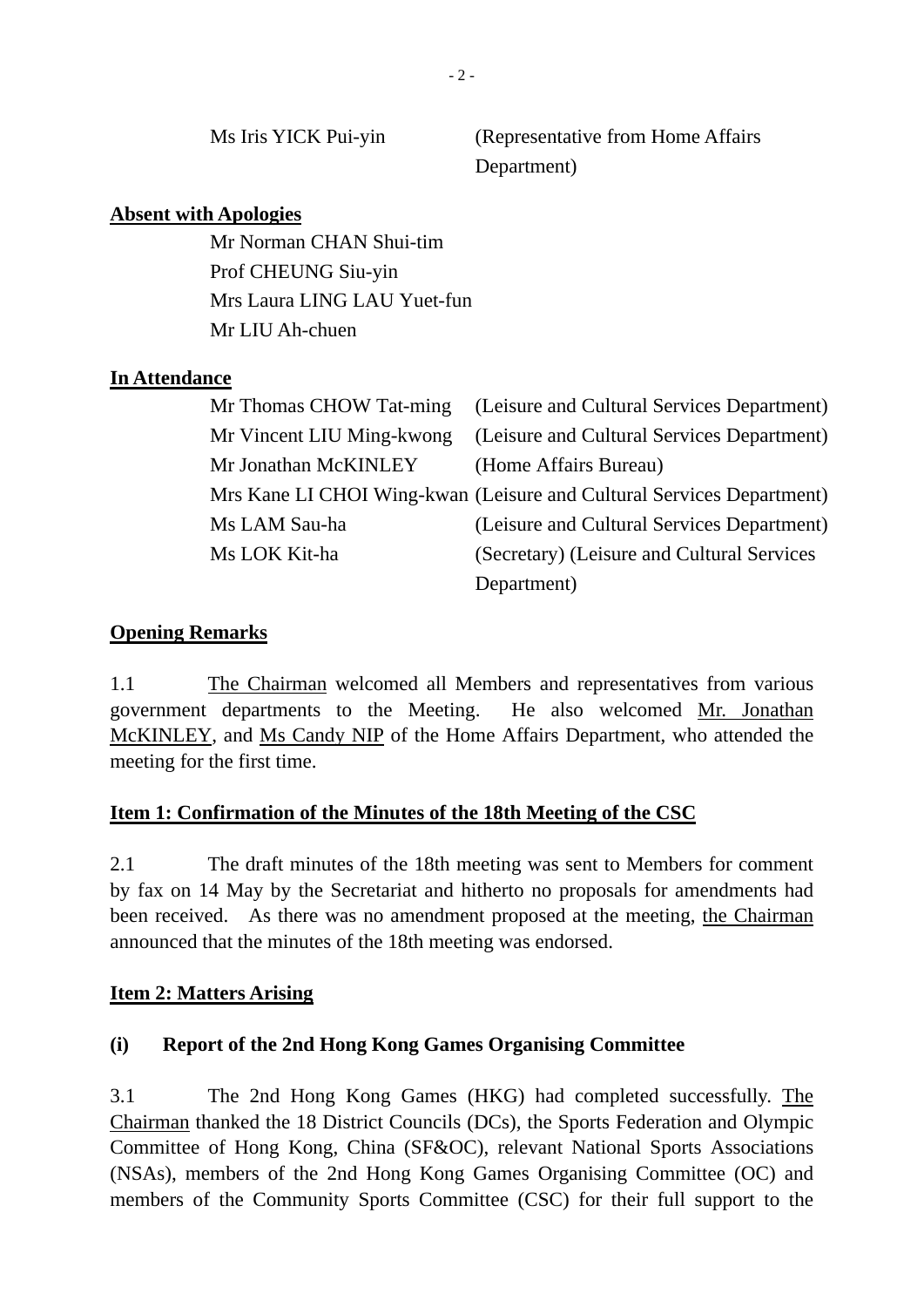| | |
|---|---|
| Ms Iris YICK Pui-yin | (Representative from Home Affairs Department) |

**Absent with Apologies**

Mr Norman CHAN Shui-tim
Prof CHEUNG Siu-yin
Mrs Laura LING LAU Yuet-fun
Mr LIU Ah-chuen

**In Attendance**

| | |
|---|---|
| Mr Thomas CHOW Tat-ming | (Leisure and Cultural Services Department) |
| Mr Vincent LIU Ming-kwong | (Leisure and Cultural Services Department) |
| Mr Jonathan McKINLEY | (Home Affairs Bureau) |
| Mrs Kane LI CHOI Wing-kwan | (Leisure and Cultural Services Department) |
| Ms LAM Sau-ha | (Leisure and Cultural Services Department) |
| Ms LOK Kit-ha | (Secretary) (Leisure and Cultural Services Department) |

**Opening Remarks**

1.1 The Chairman welcomed all Members and representatives from various government departments to the Meeting. He also welcomed Mr. Jonathan McKINLEY, and Ms Candy NIP of the Home Affairs Department, who attended the meeting for the first time.

**Item 1: Confirmation of the Minutes of the 18th Meeting of the CSC**

2.1 The draft minutes of the 18th meeting was sent to Members for comment by fax on 14 May by the Secretariat and hitherto no proposals for amendments had been received. As there was no amendment proposed at the meeting, the Chairman announced that the minutes of the 18th meeting was endorsed.

**Item 2: Matters Arising**

**(i) Report of the 2nd Hong Kong Games Organising Committee**

3.1 The 2nd Hong Kong Games (HKG) had completed successfully. The Chairman thanked the 18 District Councils (DCs), the Sports Federation and Olympic Committee of Hong Kong, China (SF&OC), relevant National Sports Associations (NSAs), members of the 2nd Hong Kong Games Organising Committee (OC) and members of the Community Sports Committee (CSC) for their full support to the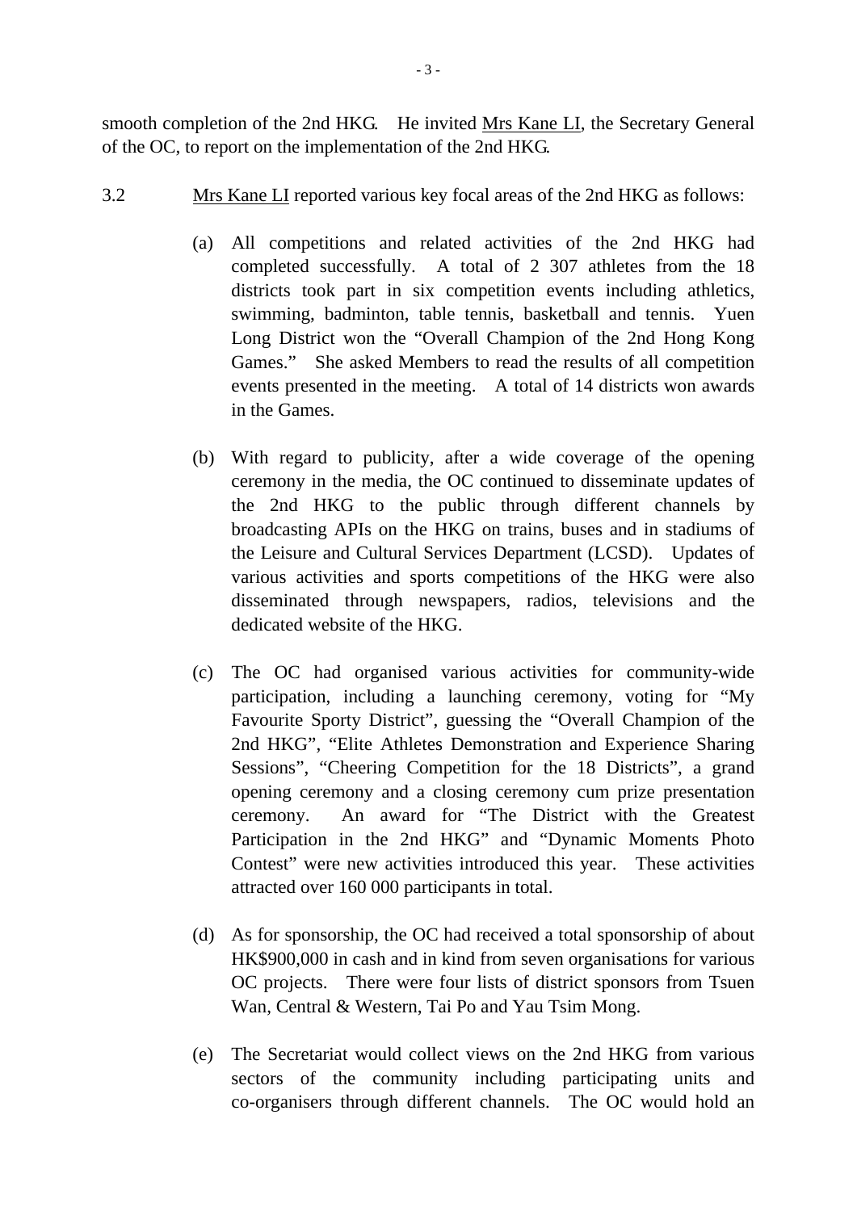smooth completion of the 2nd HKG. He invited Mrs Kane LI, the Secretary General of the OC, to report on the implementation of the 2nd HKG.

3.2 Mrs Kane LI reported various key focal areas of the 2nd HKG as follows:

(a) All competitions and related activities of the 2nd HKG had completed successfully. A total of 2 307 athletes from the 18 districts took part in six competition events including athletics, swimming, badminton, table tennis, basketball and tennis. Yuen Long District won the "Overall Champion of the 2nd Hong Kong Games." She asked Members to read the results of all competition events presented in the meeting. A total of 14 districts won awards in the Games.

(b) With regard to publicity, after a wide coverage of the opening ceremony in the media, the OC continued to disseminate updates of the 2nd HKG to the public through different channels by broadcasting APIs on the HKG on trains, buses and in stadiums of the Leisure and Cultural Services Department (LCSD). Updates of various activities and sports competitions of the HKG were also disseminated through newspapers, radios, televisions and the dedicated website of the HKG.

(c) The OC had organised various activities for community-wide participation, including a launching ceremony, voting for "My Favourite Sporty District", guessing the "Overall Champion of the 2nd HKG", "Elite Athletes Demonstration and Experience Sharing Sessions", "Cheering Competition for the 18 Districts", a grand opening ceremony and a closing ceremony cum prize presentation ceremony. An award for "The District with the Greatest Participation in the 2nd HKG" and "Dynamic Moments Photo Contest" were new activities introduced this year. These activities attracted over 160 000 participants in total.

(d) As for sponsorship, the OC had received a total sponsorship of about HK$900,000 in cash and in kind from seven organisations for various OC projects. There were four lists of district sponsors from Tsuen Wan, Central & Western, Tai Po and Yau Tsim Mong.

(e) The Secretariat would collect views on the 2nd HKG from various sectors of the community including participating units and co-organisers through different channels. The OC would hold an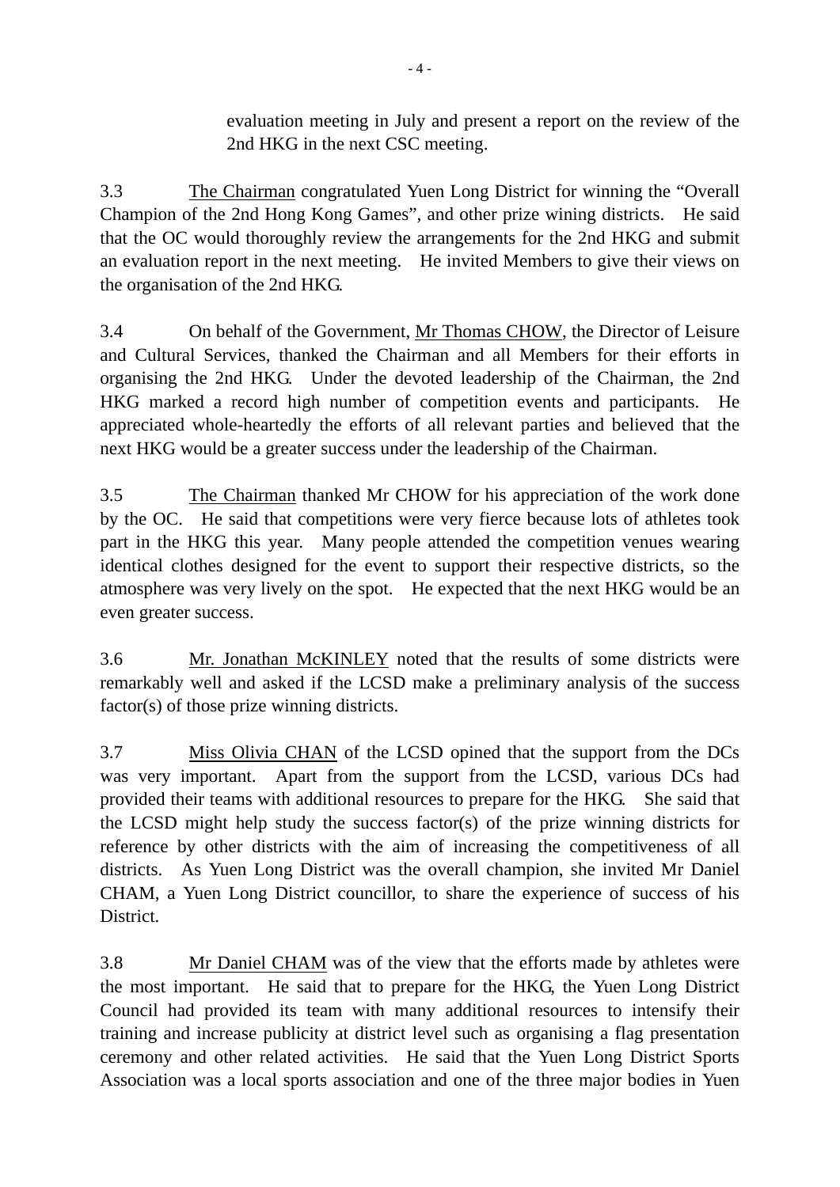evaluation meeting in July and present a report on the review of the 2nd HKG in the next CSC meeting.

3.3 The Chairman congratulated Yuen Long District for winning the "Overall Champion of the 2nd Hong Kong Games", and other prize wining districts. He said that the OC would thoroughly review the arrangements for the 2nd HKG and submit an evaluation report in the next meeting. He invited Members to give their views on the organisation of the 2nd HKG.

3.4 On behalf of the Government, Mr Thomas CHOW, the Director of Leisure and Cultural Services, thanked the Chairman and all Members for their efforts in organising the 2nd HKG. Under the devoted leadership of the Chairman, the 2nd HKG marked a record high number of competition events and participants. He appreciated whole-heartedly the efforts of all relevant parties and believed that the next HKG would be a greater success under the leadership of the Chairman.

3.5 The Chairman thanked Mr CHOW for his appreciation of the work done by the OC. He said that competitions were very fierce because lots of athletes took part in the HKG this year. Many people attended the competition venues wearing identical clothes designed for the event to support their respective districts, so the atmosphere was very lively on the spot. He expected that the next HKG would be an even greater success.

3.6 Mr. Jonathan McKINLEY noted that the results of some districts were remarkably well and asked if the LCSD make a preliminary analysis of the success factor(s) of those prize winning districts.

3.7 Miss Olivia CHAN of the LCSD opined that the support from the DCs was very important. Apart from the support from the LCSD, various DCs had provided their teams with additional resources to prepare for the HKG. She said that the LCSD might help study the success factor(s) of the prize winning districts for reference by other districts with the aim of increasing the competitiveness of all districts. As Yuen Long District was the overall champion, she invited Mr Daniel CHAM, a Yuen Long District councillor, to share the experience of success of his District.

3.8 Mr Daniel CHAM was of the view that the efforts made by athletes were the most important. He said that to prepare for the HKG, the Yuen Long District Council had provided its team with many additional resources to intensify their training and increase publicity at district level such as organising a flag presentation ceremony and other related activities. He said that the Yuen Long District Sports Association was a local sports association and one of the three major bodies in Yuen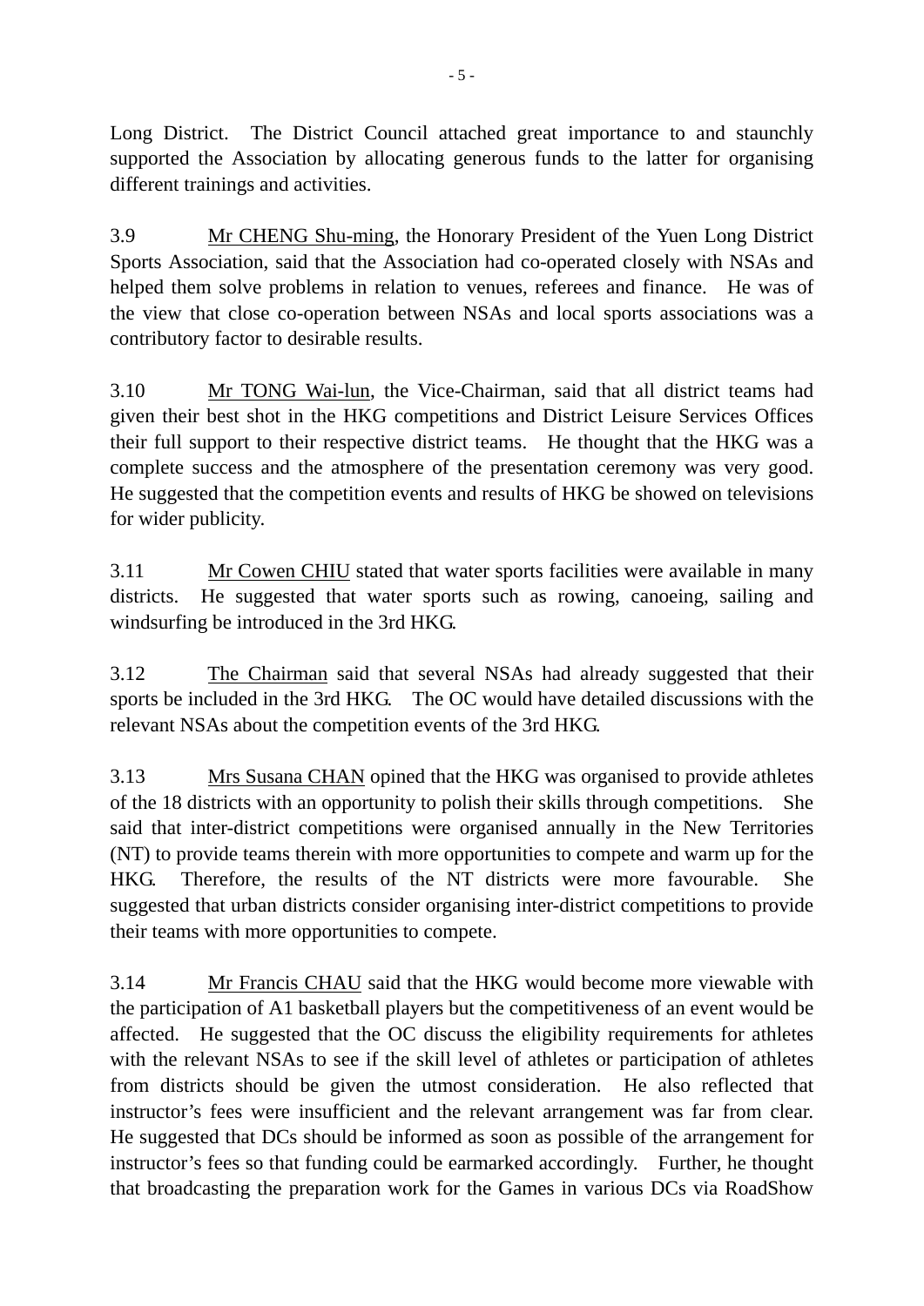Long District. The District Council attached great importance to and staunchly supported the Association by allocating generous funds to the latter for organising different trainings and activities.

3.9 Mr CHENG Shu-ming, the Honorary President of the Yuen Long District Sports Association, said that the Association had co-operated closely with NSAs and helped them solve problems in relation to venues, referees and finance. He was of the view that close co-operation between NSAs and local sports associations was a contributory factor to desirable results.

3.10 Mr TONG Wai-lun, the Vice-Chairman, said that all district teams had given their best shot in the HKG competitions and District Leisure Services Offices their full support to their respective district teams. He thought that the HKG was a complete success and the atmosphere of the presentation ceremony was very good. He suggested that the competition events and results of HKG be showed on televisions for wider publicity.

3.11 Mr Cowen CHIU stated that water sports facilities were available in many districts. He suggested that water sports such as rowing, canoeing, sailing and windsurfing be introduced in the 3rd HKG.

3.12 The Chairman said that several NSAs had already suggested that their sports be included in the 3rd HKG. The OC would have detailed discussions with the relevant NSAs about the competition events of the 3rd HKG.

3.13 Mrs Susana CHAN opined that the HKG was organised to provide athletes of the 18 districts with an opportunity to polish their skills through competitions. She said that inter-district competitions were organised annually in the New Territories (NT) to provide teams therein with more opportunities to compete and warm up for the HKG. Therefore, the results of the NT districts were more favourable. She suggested that urban districts consider organising inter-district competitions to provide their teams with more opportunities to compete.

3.14 Mr Francis CHAU said that the HKG would become more viewable with the participation of A1 basketball players but the competitiveness of an event would be affected. He suggested that the OC discuss the eligibility requirements for athletes with the relevant NSAs to see if the skill level of athletes or participation of athletes from districts should be given the utmost consideration. He also reflected that instructor's fees were insufficient and the relevant arrangement was far from clear. He suggested that DCs should be informed as soon as possible of the arrangement for instructor's fees so that funding could be earmarked accordingly. Further, he thought that broadcasting the preparation work for the Games in various DCs via RoadShow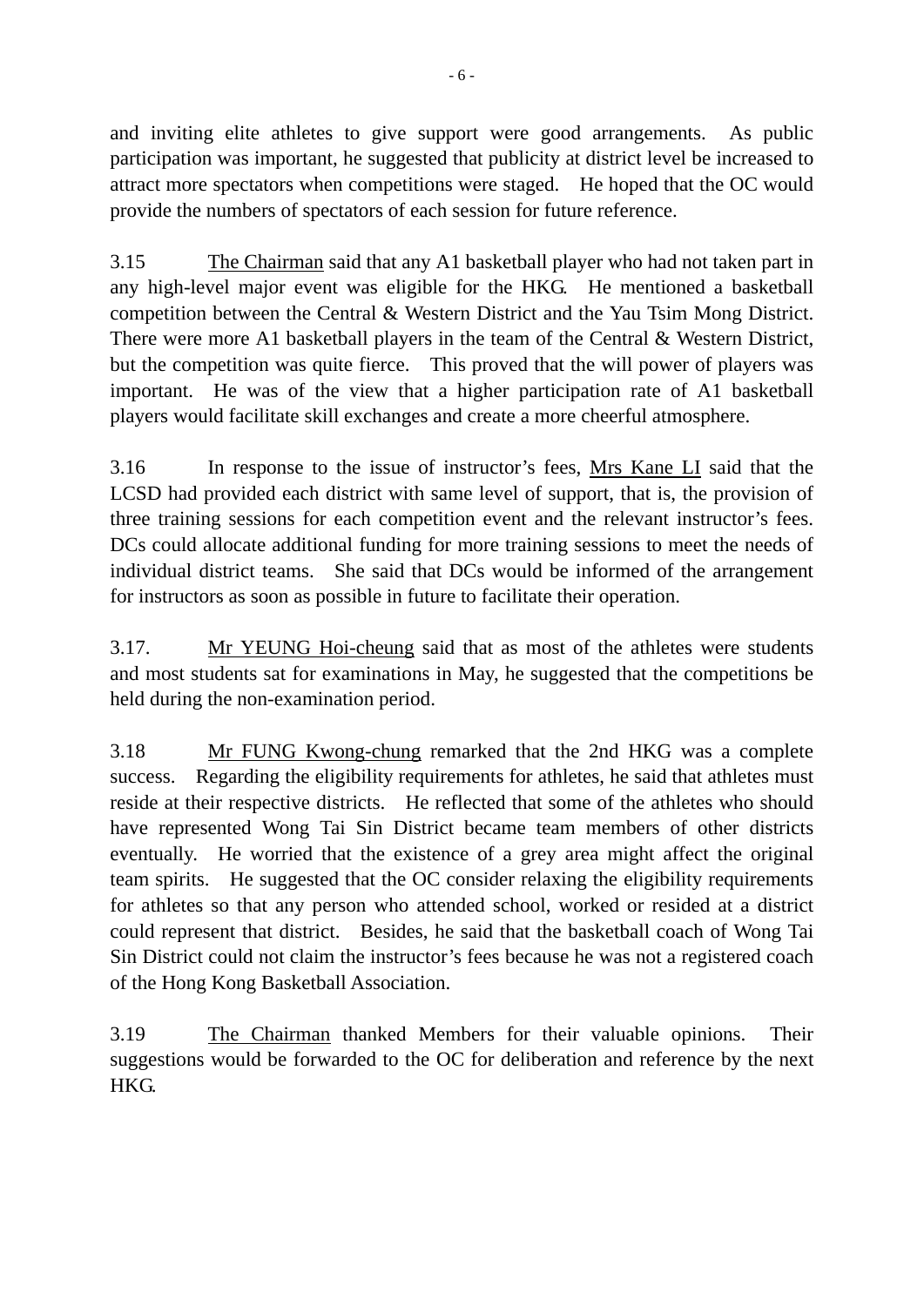and inviting elite athletes to give support were good arrangements. As public participation was important, he suggested that publicity at district level be increased to attract more spectators when competitions were staged. He hoped that the OC would provide the numbers of spectators of each session for future reference.

3.15 The Chairman said that any A1 basketball player who had not taken part in any high-level major event was eligible for the HKG. He mentioned a basketball competition between the Central & Western District and the Yau Tsim Mong District. There were more A1 basketball players in the team of the Central & Western District, but the competition was quite fierce. This proved that the will power of players was important. He was of the view that a higher participation rate of A1 basketball players would facilitate skill exchanges and create a more cheerful atmosphere.

3.16 In response to the issue of instructor's fees, Mrs Kane LI said that the LCSD had provided each district with same level of support, that is, the provision of three training sessions for each competition event and the relevant instructor's fees. DCs could allocate additional funding for more training sessions to meet the needs of individual district teams. She said that DCs would be informed of the arrangement for instructors as soon as possible in future to facilitate their operation.

3.17. Mr YEUNG Hoi-cheung said that as most of the athletes were students and most students sat for examinations in May, he suggested that the competitions be held during the non-examination period.

3.18 Mr FUNG Kwong-chung remarked that the 2nd HKG was a complete success. Regarding the eligibility requirements for athletes, he said that athletes must reside at their respective districts. He reflected that some of the athletes who should have represented Wong Tai Sin District became team members of other districts eventually. He worried that the existence of a grey area might affect the original team spirits. He suggested that the OC consider relaxing the eligibility requirements for athletes so that any person who attended school, worked or resided at a district could represent that district. Besides, he said that the basketball coach of Wong Tai Sin District could not claim the instructor's fees because he was not a registered coach of the Hong Kong Basketball Association.

3.19 The Chairman thanked Members for their valuable opinions. Their suggestions would be forwarded to the OC for deliberation and reference by the next HKG.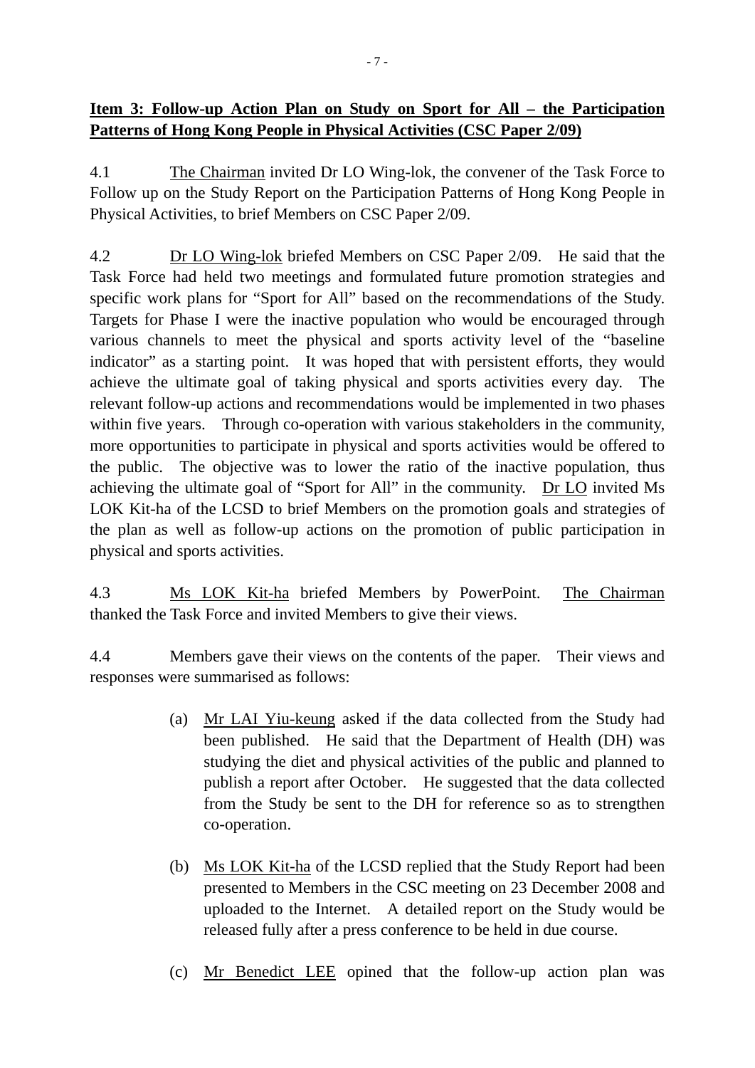**<u>Item 3: Follow-up Action Plan on Study on Sport for All – the Participation Patterns of Hong Kong People in Physical Activities (CSC Paper 2/09)</u>**

4.1 <u>The Chairman</u> invited Dr LO Wing-lok, the convener of the Task Force to Follow up on the Study Report on the Participation Patterns of Hong Kong People in Physical Activities, to brief Members on CSC Paper 2/09.

4.2 <u>Dr LO Wing-lok</u> briefed Members on CSC Paper 2/09. He said that the Task Force had held two meetings and formulated future promotion strategies and specific work plans for "Sport for All" based on the recommendations of the Study. Targets for Phase I were the inactive population who would be encouraged through various channels to meet the physical and sports activity level of the "baseline indicator" as a starting point. It was hoped that with persistent efforts, they would achieve the ultimate goal of taking physical and sports activities every day. The relevant follow-up actions and recommendations would be implemented in two phases within five years. Through co-operation with various stakeholders in the community, more opportunities to participate in physical and sports activities would be offered to the public. The objective was to lower the ratio of the inactive population, thus achieving the ultimate goal of "Sport for All" in the community. <u>Dr LO</u> invited Ms LOK Kit-ha of the LCSD to brief Members on the promotion goals and strategies of the plan as well as follow-up actions on the promotion of public participation in physical and sports activities.

4.3 <u>Ms LOK Kit-ha</u> briefed Members by PowerPoint. <u>The Chairman</u> thanked the Task Force and invited Members to give their views.

4.4 Members gave their views on the contents of the paper. Their views and responses were summarised as follows:

(a) <u>Mr LAI Yiu-keung</u> asked if the data collected from the Study had been published. He said that the Department of Health (DH) was studying the diet and physical activities of the public and planned to publish a report after October. He suggested that the data collected from the Study be sent to the DH for reference so as to strengthen co-operation.

(b) <u>Ms LOK Kit-ha</u> of the LCSD replied that the Study Report had been presented to Members in the CSC meeting on 23 December 2008 and uploaded to the Internet. A detailed report on the Study would be released fully after a press conference to be held in due course.

(c) <u>Mr Benedict LEE</u> opined that the follow-up action plan was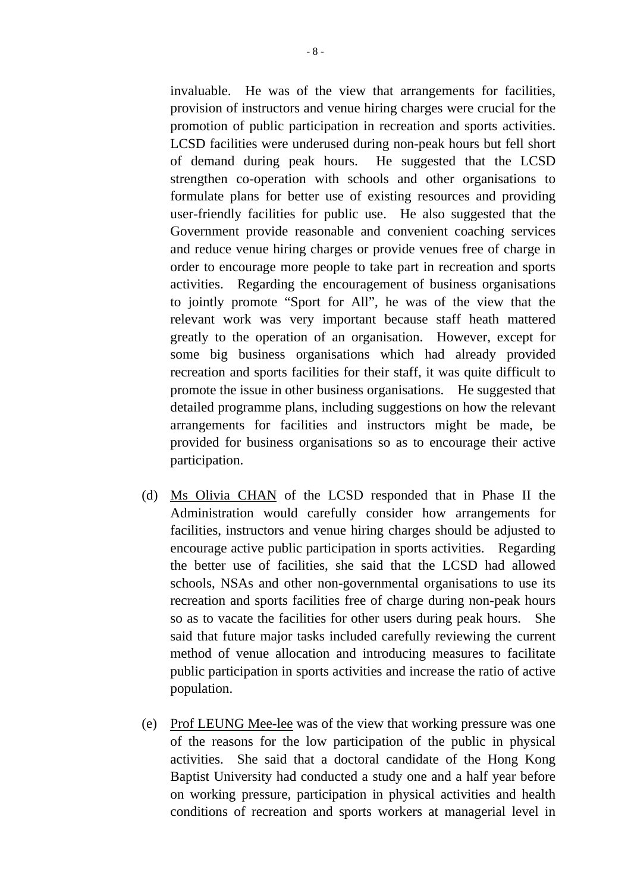invaluable. He was of the view that arrangements for facilities, provision of instructors and venue hiring charges were crucial for the promotion of public participation in recreation and sports activities. LCSD facilities were underused during non-peak hours but fell short of demand during peak hours. He suggested that the LCSD strengthen co-operation with schools and other organisations to formulate plans for better use of existing resources and providing user-friendly facilities for public use. He also suggested that the Government provide reasonable and convenient coaching services and reduce venue hiring charges or provide venues free of charge in order to encourage more people to take part in recreation and sports activities. Regarding the encouragement of business organisations to jointly promote "Sport for All", he was of the view that the relevant work was very important because staff heath mattered greatly to the operation of an organisation. However, except for some big business organisations which had already provided recreation and sports facilities for their staff, it was quite difficult to promote the issue in other business organisations. He suggested that detailed programme plans, including suggestions on how the relevant arrangements for facilities and instructors might be made, be provided for business organisations so as to encourage their active participation.

(d) Ms Olivia CHAN of the LCSD responded that in Phase II the Administration would carefully consider how arrangements for facilities, instructors and venue hiring charges should be adjusted to encourage active public participation in sports activities. Regarding the better use of facilities, she said that the LCSD had allowed schools, NSAs and other non-governmental organisations to use its recreation and sports facilities free of charge during non-peak hours so as to vacate the facilities for other users during peak hours. She said that future major tasks included carefully reviewing the current method of venue allocation and introducing measures to facilitate public participation in sports activities and increase the ratio of active population.

(e) Prof LEUNG Mee-lee was of the view that working pressure was one of the reasons for the low participation of the public in physical activities. She said that a doctoral candidate of the Hong Kong Baptist University had conducted a study one and a half year before on working pressure, participation in physical activities and health conditions of recreation and sports workers at managerial level in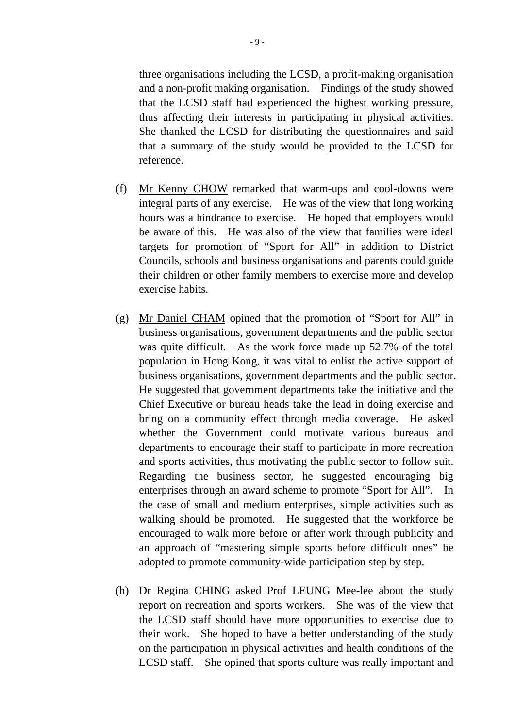three organisations including the LCSD, a profit-making organisation and a non-profit making organisation. Findings of the study showed that the LCSD staff had experienced the highest working pressure, thus affecting their interests in participating in physical activities. She thanked the LCSD for distributing the questionnaires and said that a summary of the study would be provided to the LCSD for reference.

(f) Mr Kenny CHOW remarked that warm-ups and cool-downs were integral parts of any exercise. He was of the view that long working hours was a hindrance to exercise. He hoped that employers would be aware of this. He was also of the view that families were ideal targets for promotion of “Sport for All” in addition to District Councils, schools and business organisations and parents could guide their children or other family members to exercise more and develop exercise habits.

(g) Mr Daniel CHAM opined that the promotion of “Sport for All” in business organisations, government departments and the public sector was quite difficult. As the work force made up 52.7% of the total population in Hong Kong, it was vital to enlist the active support of business organisations, government departments and the public sector. He suggested that government departments take the initiative and the Chief Executive or bureau heads take the lead in doing exercise and bring on a community effect through media coverage. He asked whether the Government could motivate various bureaus and departments to encourage their staff to participate in more recreation and sports activities, thus motivating the public sector to follow suit. Regarding the business sector, he suggested encouraging big enterprises through an award scheme to promote “Sport for All”. In the case of small and medium enterprises, simple activities such as walking should be promoted. He suggested that the workforce be encouraged to walk more before or after work through publicity and an approach of “mastering simple sports before difficult ones” be adopted to promote community-wide participation step by step.

(h) Dr Regina CHING asked Prof LEUNG Mee-lee about the study report on recreation and sports workers. She was of the view that the LCSD staff should have more opportunities to exercise due to their work. She hoped to have a better understanding of the study on the participation in physical activities and health conditions of the LCSD staff. She opined that sports culture was really important and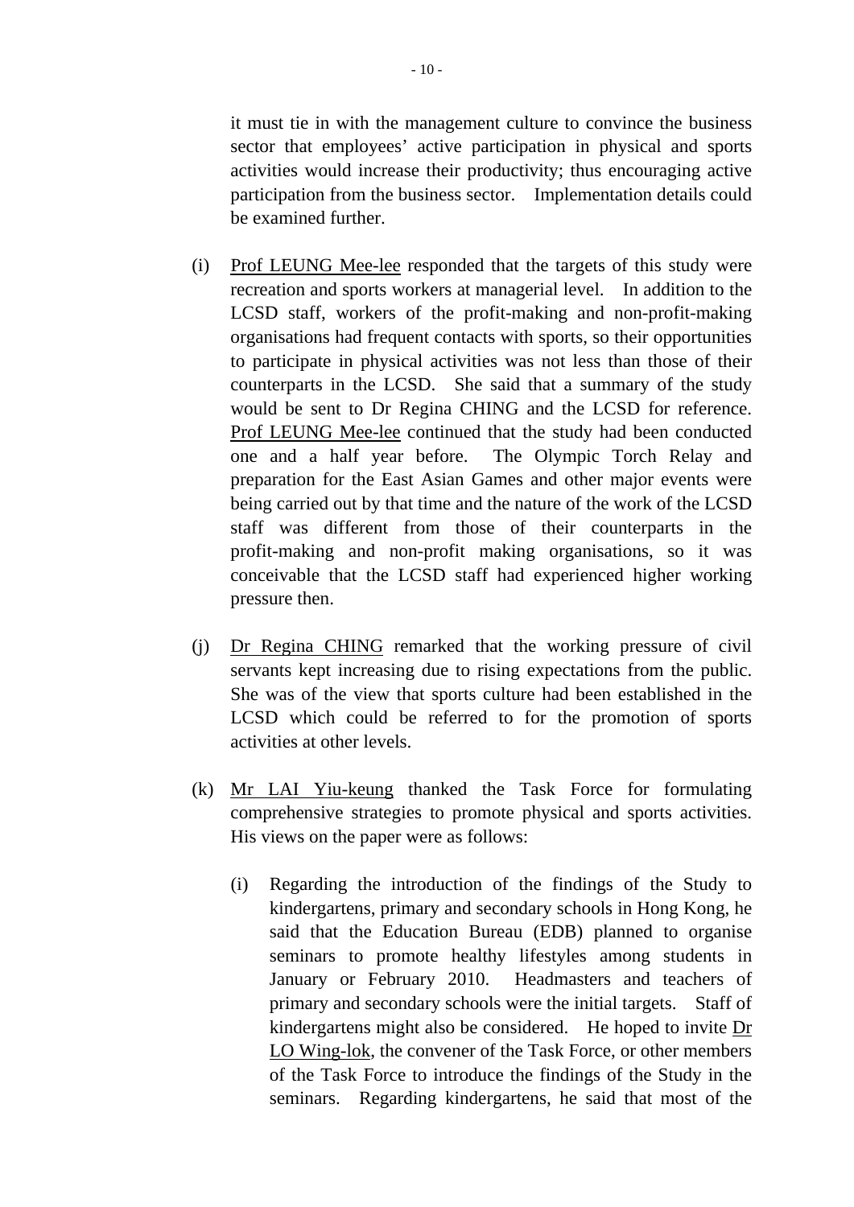it must tie in with the management culture to convince the business sector that employees' active participation in physical and sports activities would increase their productivity; thus encouraging active participation from the business sector. Implementation details could be examined further.

(i) Prof LEUNG Mee-lee responded that the targets of this study were recreation and sports workers at managerial level. In addition to the LCSD staff, workers of the profit-making and non-profit-making organisations had frequent contacts with sports, so their opportunities to participate in physical activities was not less than those of their counterparts in the LCSD. She said that a summary of the study would be sent to Dr Regina CHING and the LCSD for reference. Prof LEUNG Mee-lee continued that the study had been conducted one and a half year before. The Olympic Torch Relay and preparation for the East Asian Games and other major events were being carried out by that time and the nature of the work of the LCSD staff was different from those of their counterparts in the profit-making and non-profit making organisations, so it was conceivable that the LCSD staff had experienced higher working pressure then.

(j) Dr Regina CHING remarked that the working pressure of civil servants kept increasing due to rising expectations from the public. She was of the view that sports culture had been established in the LCSD which could be referred to for the promotion of sports activities at other levels.

(k) Mr LAI Yiu-keung thanked the Task Force for formulating comprehensive strategies to promote physical and sports activities. His views on the paper were as follows:

   (i) Regarding the introduction of the findings of the Study to kindergartens, primary and secondary schools in Hong Kong, he said that the Education Bureau (EDB) planned to organise seminars to promote healthy lifestyles among students in January or February 2010. Headmasters and teachers of primary and secondary schools were the initial targets. Staff of kindergartens might also be considered. He hoped to invite Dr LO Wing-lok, the convener of the Task Force, or other members of the Task Force to introduce the findings of the Study in the seminars. Regarding kindergartens, he said that most of the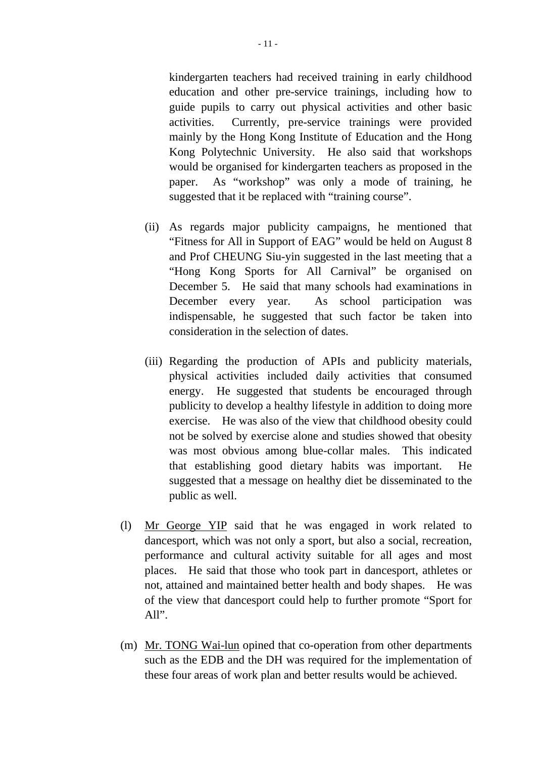kindergarten teachers had received training in early childhood education and other pre-service trainings, including how to guide pupils to carry out physical activities and other basic activities. Currently, pre-service trainings were provided mainly by the Hong Kong Institute of Education and the Hong Kong Polytechnic University. He also said that workshops would be organised for kindergarten teachers as proposed in the paper. As "workshop" was only a mode of training, he suggested that it be replaced with "training course".

(ii) As regards major publicity campaigns, he mentioned that "Fitness for All in Support of EAG" would be held on August 8 and Prof CHEUNG Siu-yin suggested in the last meeting that a "Hong Kong Sports for All Carnival" be organised on December 5. He said that many schools had examinations in December every year. As school participation was indispensable, he suggested that such factor be taken into consideration in the selection of dates.

(iii) Regarding the production of APIs and publicity materials, physical activities included daily activities that consumed energy. He suggested that students be encouraged through publicity to develop a healthy lifestyle in addition to doing more exercise. He was also of the view that childhood obesity could not be solved by exercise alone and studies showed that obesity was most obvious among blue-collar males. This indicated that establishing good dietary habits was important. He suggested that a message on healthy diet be disseminated to the public as well.

(l) Mr George YIP said that he was engaged in work related to dancesport, which was not only a sport, but also a social, recreation, performance and cultural activity suitable for all ages and most places. He said that those who took part in dancesport, athletes or not, attained and maintained better health and body shapes. He was of the view that dancesport could help to further promote "Sport for All".

(m) Mr. TONG Wai-lun opined that co-operation from other departments such as the EDB and the DH was required for the implementation of these four areas of work plan and better results would be achieved.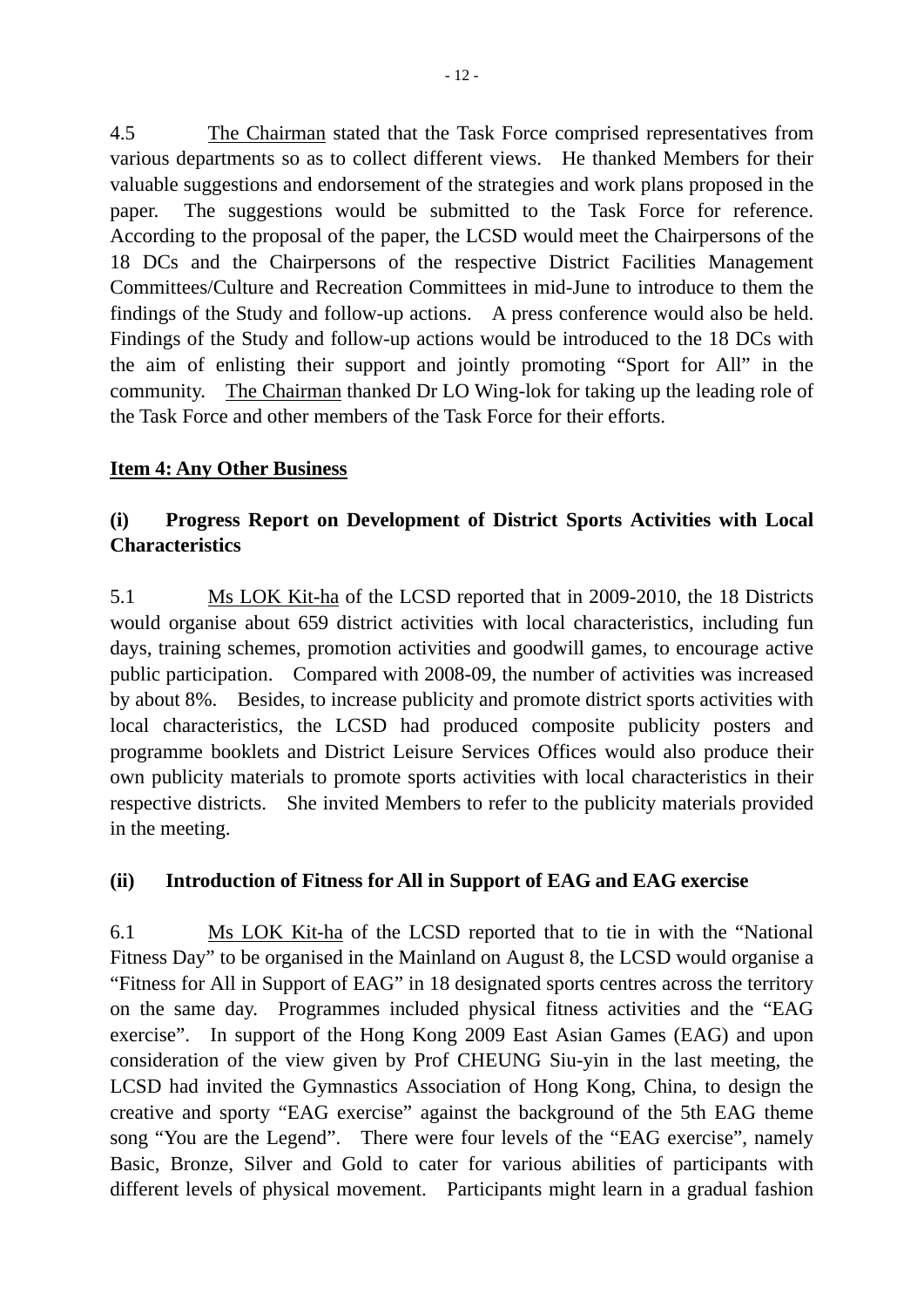4.5 The Chairman stated that the Task Force comprised representatives from various departments so as to collect different views. He thanked Members for their valuable suggestions and endorsement of the strategies and work plans proposed in the paper. The suggestions would be submitted to the Task Force for reference. According to the proposal of the paper, the LCSD would meet the Chairpersons of the 18 DCs and the Chairpersons of the respective District Facilities Management Committees/Culture and Recreation Committees in mid-June to introduce to them the findings of the Study and follow-up actions. A press conference would also be held. Findings of the Study and follow-up actions would be introduced to the 18 DCs with the aim of enlisting their support and jointly promoting "Sport for All" in the community. The Chairman thanked Dr LO Wing-lok for taking up the leading role of the Task Force and other members of the Task Force for their efforts.

**Item 4: Any Other Business**

**(i) Progress Report on Development of District Sports Activities with Local Characteristics**

5.1 Ms LOK Kit-ha of the LCSD reported that in 2009-2010, the 18 Districts would organise about 659 district activities with local characteristics, including fun days, training schemes, promotion activities and goodwill games, to encourage active public participation. Compared with 2008-09, the number of activities was increased by about 8%. Besides, to increase publicity and promote district sports activities with local characteristics, the LCSD had produced composite publicity posters and programme booklets and District Leisure Services Offices would also produce their own publicity materials to promote sports activities with local characteristics in their respective districts. She invited Members to refer to the publicity materials provided in the meeting.

**(ii) Introduction of Fitness for All in Support of EAG and EAG exercise**

6.1 Ms LOK Kit-ha of the LCSD reported that to tie in with the "National Fitness Day" to be organised in the Mainland on August 8, the LCSD would organise a "Fitness for All in Support of EAG" in 18 designated sports centres across the territory on the same day. Programmes included physical fitness activities and the "EAG exercise". In support of the Hong Kong 2009 East Asian Games (EAG) and upon consideration of the view given by Prof CHEUNG Siu-yin in the last meeting, the LCSD had invited the Gymnastics Association of Hong Kong, China, to design the creative and sporty "EAG exercise" against the background of the 5th EAG theme song "You are the Legend". There were four levels of the "EAG exercise", namely Basic, Bronze, Silver and Gold to cater for various abilities of participants with different levels of physical movement. Participants might learn in a gradual fashion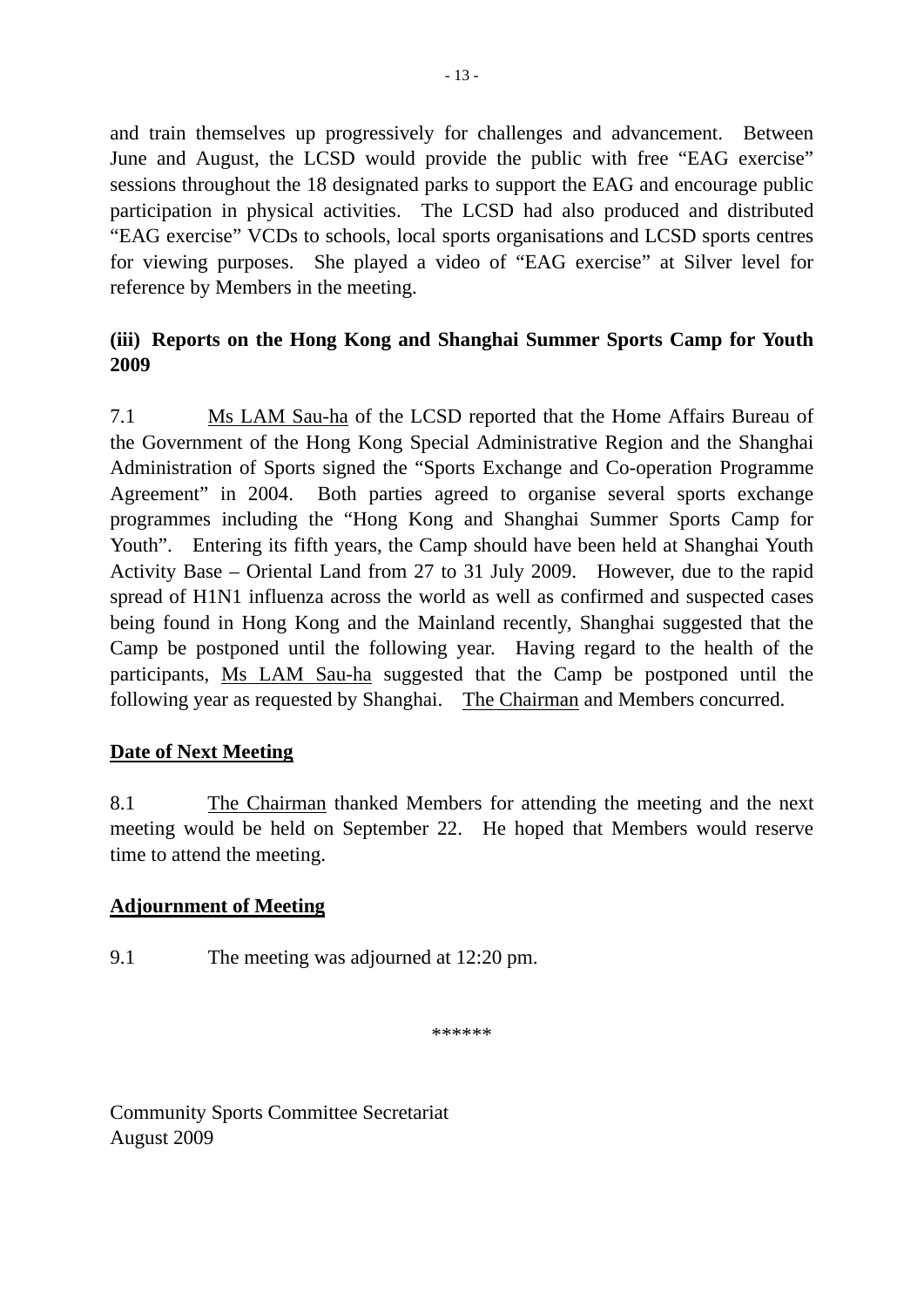and train themselves up progressively for challenges and advancement. Between June and August, the LCSD would provide the public with free "EAG exercise" sessions throughout the 18 designated parks to support the EAG and encourage public participation in physical activities. The LCSD had also produced and distributed "EAG exercise" VCDs to schools, local sports organisations and LCSD sports centres for viewing purposes. She played a video of "EAG exercise" at Silver level for reference by Members in the meeting.

**(iii) Reports on the Hong Kong and Shanghai Summer Sports Camp for Youth 2009**

7.1 Ms LAM Sau-ha of the LCSD reported that the Home Affairs Bureau of the Government of the Hong Kong Special Administrative Region and the Shanghai Administration of Sports signed the "Sports Exchange and Co-operation Programme Agreement" in 2004. Both parties agreed to organise several sports exchange programmes including the "Hong Kong and Shanghai Summer Sports Camp for Youth". Entering its fifth years, the Camp should have been held at Shanghai Youth Activity Base – Oriental Land from 27 to 31 July 2009. However, due to the rapid spread of H1N1 influenza across the world as well as confirmed and suspected cases being found in Hong Kong and the Mainland recently, Shanghai suggested that the Camp be postponed until the following year. Having regard to the health of the participants, Ms LAM Sau-ha suggested that the Camp be postponed until the following year as requested by Shanghai. The Chairman and Members concurred.

## Date of Next Meeting

8.1 The Chairman thanked Members for attending the meeting and the next meeting would be held on September 22. He hoped that Members would reserve time to attend the meeting.

## Adjournment of Meeting

9.1 The meeting was adjourned at 12:20 pm.

******

Community Sports Committee Secretariat
August 2009